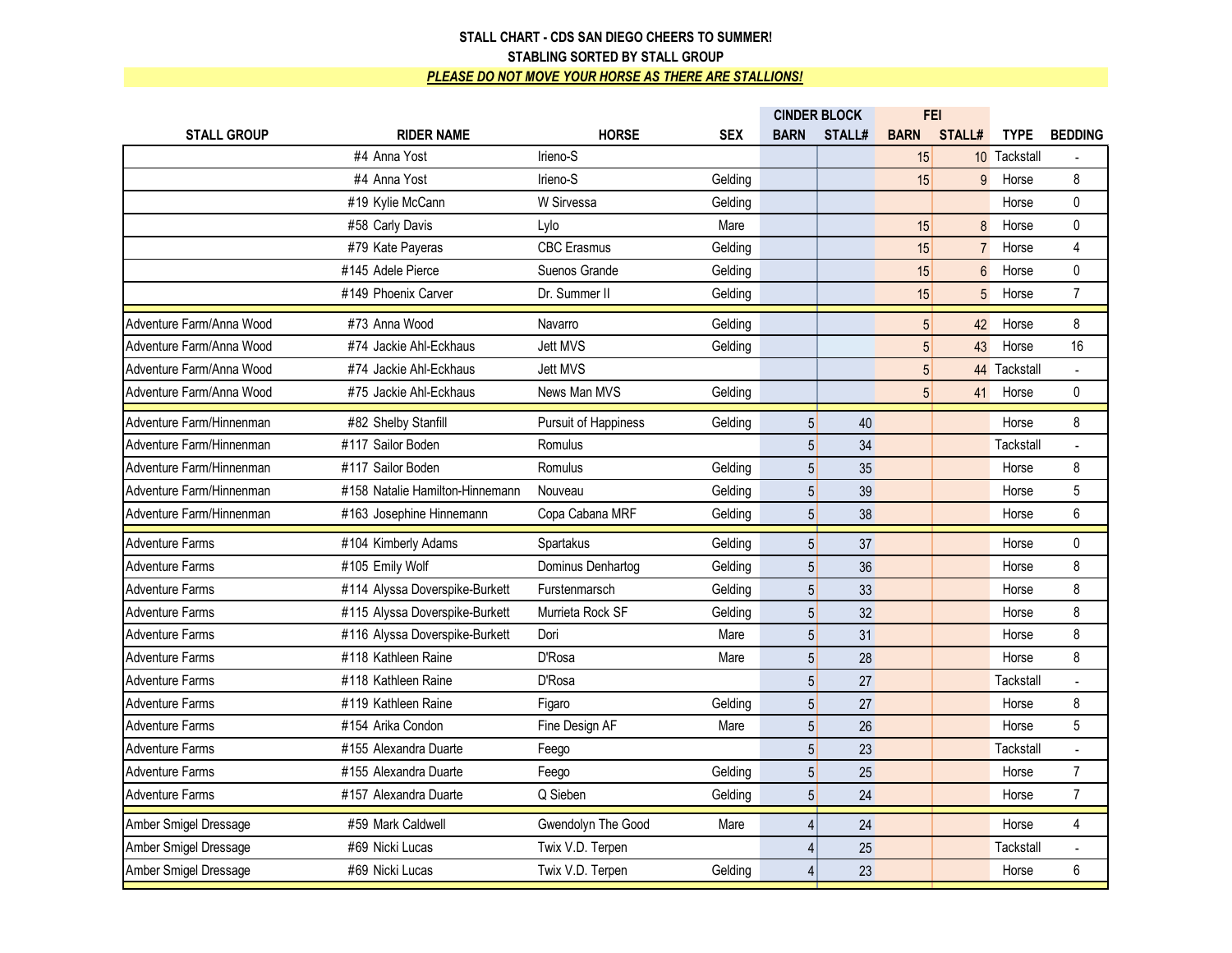**STALL CHART - CDS SAN DIEGO CHEERS TO SUMMER!**

**STABLING SORTED BY STALL GROUP**

***PLEASE DO NOT MOVE YOUR HORSE AS THERE ARE STALLIONS!***

| | | | | CINDER BLOCK | | FEI | | | |
|---|---|---|---|---|---|---|---|---|---|
| **STALL GROUP** | **RIDER NAME** | **HORSE** | **SEX** | **BARN** | **STALL#** | **BARN** | **STALL#** | **TYPE** | **BEDDING** |
| | #4 Anna Yost | Irieno-S | | | | 15 | 10 | Tackstall | - |
| | #4 Anna Yost | Irieno-S | Gelding | | | 15 | 9 | Horse | 8 |
| | #19 Kylie McCann | W Sirvessa | Gelding | | | | | Horse | 0 |
| | #58 Carly Davis | Lylo | Mare | | | 15 | 8 | Horse | 0 |
| | #79 Kate Payeras | CBC Erasmus | Gelding | | | 15 | 7 | Horse | 4 |
| | #145 Adele Pierce | Suenos Grande | Gelding | | | 15 | 6 | Horse | 0 |
| | #149 Phoenix Carver | Dr. Summer II | Gelding | | | 15 | 5 | Horse | 7 |
| Adventure Farm/Anna Wood | #73 Anna Wood | Navarro | Gelding | | | 5 | 42 | Horse | 8 |
| Adventure Farm/Anna Wood | #74 Jackie Ahl-Eckhaus | Jett MVS | Gelding | | | 5 | 43 | Horse | 16 |
| Adventure Farm/Anna Wood | #74 Jackie Ahl-Eckhaus | Jett MVS | | | | 5 | 44 | Tackstall | - |
| Adventure Farm/Anna Wood | #75 Jackie Ahl-Eckhaus | News Man MVS | Gelding | | | 5 | 41 | Horse | 0 |
| Adventure Farm/Hinnenman | #82 Shelby Stanfill | Pursuit of Happiness | Gelding | 5 | 40 | | | Horse | 8 |
| Adventure Farm/Hinnenman | #117 Sailor Boden | Romulus | | 5 | 34 | | | Tackstall | - |
| Adventure Farm/Hinnenman | #117 Sailor Boden | Romulus | Gelding | 5 | 35 | | | Horse | 8 |
| Adventure Farm/Hinnenman | #158 Natalie Hamilton-Hinnemann | Nouveau | Gelding | 5 | 39 | | | Horse | 5 |
| Adventure Farm/Hinnenman | #163 Josephine Hinnemann | Copa Cabana MRF | Gelding | 5 | 38 | | | Horse | 6 |
| Adventure Farms | #104 Kimberly Adams | Spartakus | Gelding | 5 | 37 | | | Horse | 0 |
| Adventure Farms | #105 Emily Wolf | Dominus Denhartog | Gelding | 5 | 36 | | | Horse | 8 |
| Adventure Farms | #114 Alyssa Doverspike-Burkett | Furstenmarsch | Gelding | 5 | 33 | | | Horse | 8 |
| Adventure Farms | #115 Alyssa Doverspike-Burkett | Murrieta Rock SF | Gelding | 5 | 32 | | | Horse | 8 |
| Adventure Farms | #116 Alyssa Doverspike-Burkett | Dori | Mare | 5 | 31 | | | Horse | 8 |
| Adventure Farms | #118 Kathleen Raine | D'Rosa | Mare | 5 | 28 | | | Horse | 8 |
| Adventure Farms | #118 Kathleen Raine | D'Rosa | | 5 | 27 | | | Tackstall | - |
| Adventure Farms | #119 Kathleen Raine | Figaro | Gelding | 5 | 27 | | | Horse | 8 |
| Adventure Farms | #154 Arika Condon | Fine Design AF | Mare | 5 | 26 | | | Horse | 5 |
| Adventure Farms | #155 Alexandra Duarte | Feego | | 5 | 23 | | | Tackstall | - |
| Adventure Farms | #155 Alexandra Duarte | Feego | Gelding | 5 | 25 | | | Horse | 7 |
| Adventure Farms | #157 Alexandra Duarte | Q Sieben | Gelding | 5 | 24 | | | Horse | 7 |
| Amber Smigel Dressage | #59 Mark Caldwell | Gwendolyn The Good | Mare | 4 | 24 | | | Horse | 4 |
| Amber Smigel Dressage | #69 Nicki Lucas | Twix V.D. Terpen | | 4 | 25 | | | Tackstall | - |
| Amber Smigel Dressage | #69 Nicki Lucas | Twix V.D. Terpen | Gelding | 4 | 23 | | | Horse | 6 |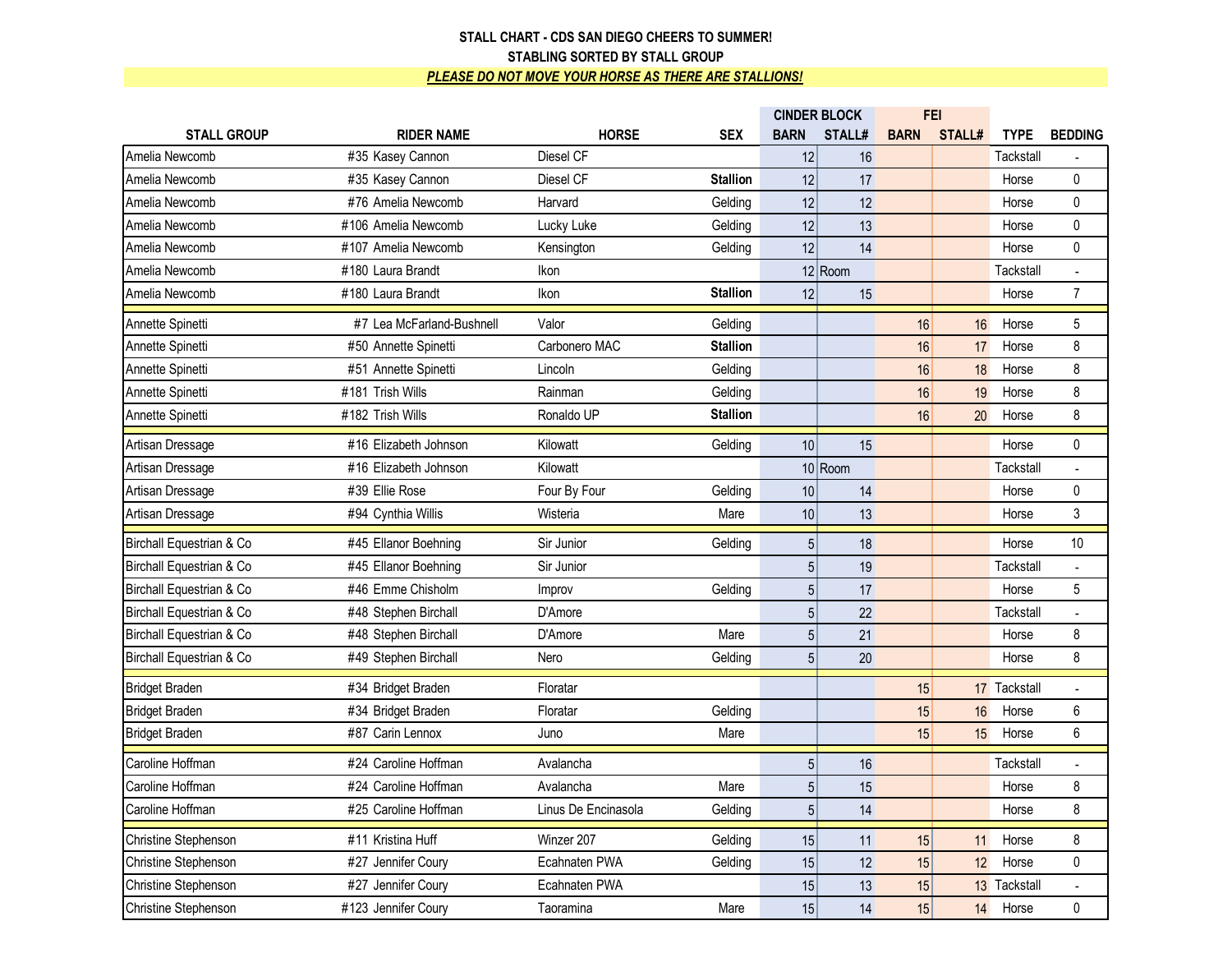**STALL CHART - CDS SAN DIEGO CHEERS TO SUMMER!**

**STABLING SORTED BY STALL GROUP**

***PLEASE DO NOT MOVE YOUR HORSE AS THERE ARE STALLIONS!***

| | | | | CINDER BLOCK | | FEI | | | |
|---|---|---|---|---|---|---|---|---|---|
| **STALL GROUP** | **RIDER NAME** | **HORSE** | **SEX** | **BARN** | **STALL#** | **BARN** | **STALL#** | **TYPE** | **BEDDING** |
| Amelia Newcomb | #35 Kasey Cannon | Diesel CF | | 12 | 16 | | | Tackstall | - |
| Amelia Newcomb | #35 Kasey Cannon | Diesel CF | **Stallion** | 12 | 17 | | | Horse | 0 |
| Amelia Newcomb | #76 Amelia Newcomb | Harvard | Gelding | 12 | 12 | | | Horse | 0 |
| Amelia Newcomb | #106 Amelia Newcomb | Lucky Luke | Gelding | 12 | 13 | | | Horse | 0 |
| Amelia Newcomb | #107 Amelia Newcomb | Kensington | Gelding | 12 | 14 | | | Horse | 0 |
| Amelia Newcomb | #180 Laura Brandt | Ikon | | 12 | Room | | | Tackstall | - |
| Amelia Newcomb | #180 Laura Brandt | Ikon | **Stallion** | 12 | 15 | | | Horse | 7 |
| Annette Spinetti | #7 Lea McFarland-Bushnell | Valor | Gelding | | | 16 | 16 | Horse | 5 |
| Annette Spinetti | #50 Annette Spinetti | Carbonero MAC | **Stallion** | | | 16 | 17 | Horse | 8 |
| Annette Spinetti | #51 Annette Spinetti | Lincoln | Gelding | | | 16 | 18 | Horse | 8 |
| Annette Spinetti | #181 Trish Wills | Rainman | Gelding | | | 16 | 19 | Horse | 8 |
| Annette Spinetti | #182 Trish Wills | Ronaldo UP | **Stallion** | | | 16 | 20 | Horse | 8 |
| Artisan Dressage | #16 Elizabeth Johnson | Kilowatt | Gelding | 10 | 15 | | | Horse | 0 |
| Artisan Dressage | #16 Elizabeth Johnson | Kilowatt | | 10 | Room | | | Tackstall | - |
| Artisan Dressage | #39 Ellie Rose | Four By Four | Gelding | 10 | 14 | | | Horse | 0 |
| Artisan Dressage | #94 Cynthia Willis | Wisteria | Mare | 10 | 13 | | | Horse | 3 |
| Birchall Equestrian & Co | #45 Ellanor Boehning | Sir Junior | Gelding | 5 | 18 | | | Horse | 10 |
| Birchall Equestrian & Co | #45 Ellanor Boehning | Sir Junior | | 5 | 19 | | | Tackstall | - |
| Birchall Equestrian & Co | #46 Emme Chisholm | Improv | Gelding | 5 | 17 | | | Horse | 5 |
| Birchall Equestrian & Co | #48 Stephen Birchall | D'Amore | | 5 | 22 | | | Tackstall | - |
| Birchall Equestrian & Co | #48 Stephen Birchall | D'Amore | Mare | 5 | 21 | | | Horse | 8 |
| Birchall Equestrian & Co | #49 Stephen Birchall | Nero | Gelding | 5 | 20 | | | Horse | 8 |
| Bridget Braden | #34 Bridget Braden | Floratar | | | | 15 | 17 | Tackstall | - |
| Bridget Braden | #34 Bridget Braden | Floratar | Gelding | | | 15 | 16 | Horse | 6 |
| Bridget Braden | #87 Carin Lennox | Juno | Mare | | | 15 | 15 | Horse | 6 |
| Caroline Hoffman | #24 Caroline Hoffman | Avalancha | | 5 | 16 | | | Tackstall | - |
| Caroline Hoffman | #24 Caroline Hoffman | Avalancha | Mare | 5 | 15 | | | Horse | 8 |
| Caroline Hoffman | #25 Caroline Hoffman | Linus De Encinasola | Gelding | 5 | 14 | | | Horse | 8 |
| Christine Stephenson | #11 Kristina Huff | Winzer 207 | Gelding | 15 | 11 | 15 | 11 | Horse | 8 |
| Christine Stephenson | #27 Jennifer Coury | Ecahnaten PWA | Gelding | 15 | 12 | 15 | 12 | Horse | 0 |
| Christine Stephenson | #27 Jennifer Coury | Ecahnaten PWA | | 15 | 13 | 15 | 13 | Tackstall | - |
| Christine Stephenson | #123 Jennifer Coury | Taoramina | Mare | 15 | 14 | 15 | 14 | Horse | 0 |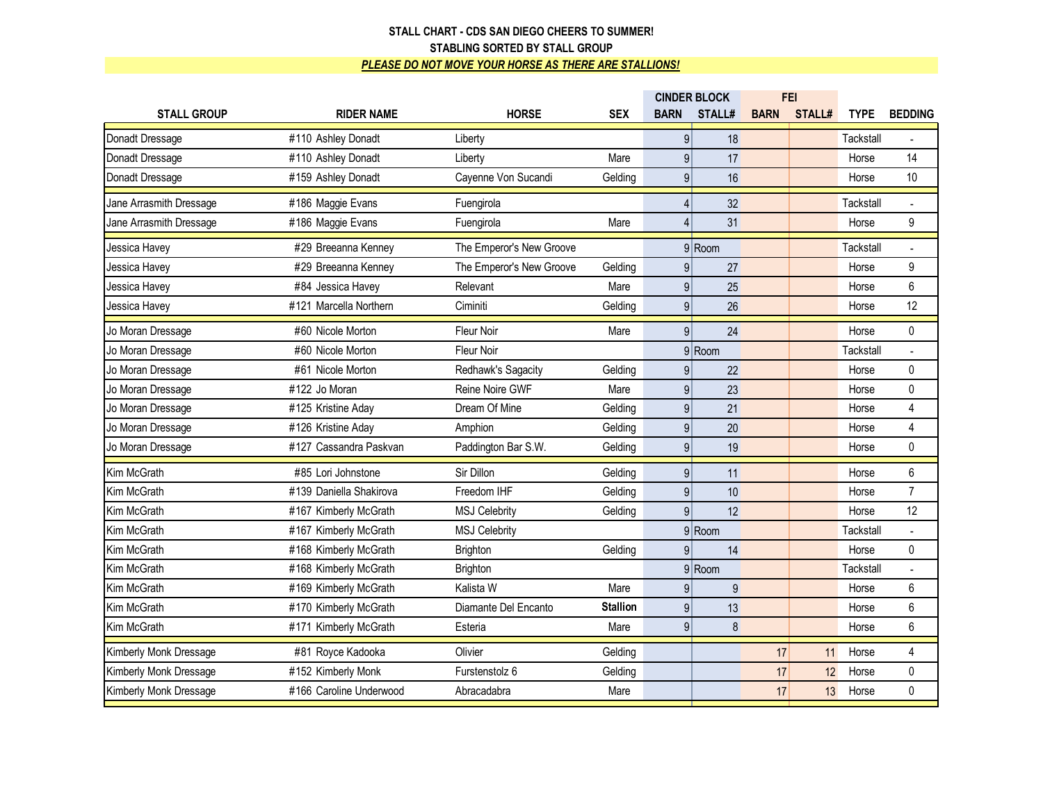**STALL CHART - CDS SAN DIEGO CHEERS TO SUMMER!**

**STABLING SORTED BY STALL GROUP**

***PLEASE DO NOT MOVE YOUR HORSE AS THERE ARE STALLIONS!***

| | | | | CINDER BLOCK | | FEI | | | |
|---|---|---|---|---|---|---|---|---|---|
| **STALL GROUP** | **RIDER NAME** | **HORSE** | **SEX** | **BARN** | **STALL#** | **BARN** | **STALL#** | **TYPE** | **BEDDING** |
| Donadt Dressage | #110 Ashley Donadt | Liberty | | 9 | 18 | | | Tackstall | - |
| Donadt Dressage | #110 Ashley Donadt | Liberty | Mare | 9 | 17 | | | Horse | 14 |
| Donadt Dressage | #159 Ashley Donadt | Cayenne Von Sucandi | Gelding | 9 | 16 | | | Horse | 10 |
| Jane Arrasmith Dressage | #186 Maggie Evans | Fuengirola | | 4 | 32 | | | Tackstall | - |
| Jane Arrasmith Dressage | #186 Maggie Evans | Fuengirola | Mare | 4 | 31 | | | Horse | 9 |
| Jessica Havey | #29 Breeanna Kenney | The Emperor's New Groove | | 9 | Room | | | Tackstall | - |
| Jessica Havey | #29 Breeanna Kenney | The Emperor's New Groove | Gelding | 9 | 27 | | | Horse | 9 |
| Jessica Havey | #84 Jessica Havey | Relevant | Mare | 9 | 25 | | | Horse | 6 |
| Jessica Havey | #121 Marcella Northern | Ciminiti | Gelding | 9 | 26 | | | Horse | 12 |
| Jo Moran Dressage | #60 Nicole Morton | Fleur Noir | Mare | 9 | 24 | | | Horse | 0 |
| Jo Moran Dressage | #60 Nicole Morton | Fleur Noir | | 9 | Room | | | Tackstall | - |
| Jo Moran Dressage | #61 Nicole Morton | Redhawk's Sagacity | Gelding | 9 | 22 | | | Horse | 0 |
| Jo Moran Dressage | #122 Jo Moran | Reine Noire GWF | Mare | 9 | 23 | | | Horse | 0 |
| Jo Moran Dressage | #125 Kristine Aday | Dream Of Mine | Gelding | 9 | 21 | | | Horse | 4 |
| Jo Moran Dressage | #126 Kristine Aday | Amphion | Gelding | 9 | 20 | | | Horse | 4 |
| Jo Moran Dressage | #127 Cassandra Paskvan | Paddington Bar S.W. | Gelding | 9 | 19 | | | Horse | 0 |
| Kim McGrath | #85 Lori Johnstone | Sir Dillon | Gelding | 9 | 11 | | | Horse | 6 |
| Kim McGrath | #139 Daniella Shakirova | Freedom IHF | Gelding | 9 | 10 | | | Horse | 7 |
| Kim McGrath | #167 Kimberly McGrath | MSJ Celebrity | Gelding | 9 | 12 | | | Horse | 12 |
| Kim McGrath | #167 Kimberly McGrath | MSJ Celebrity | | 9 | Room | | | Tackstall | - |
| Kim McGrath | #168 Kimberly McGrath | Brighton | Gelding | 9 | 14 | | | Horse | 0 |
| Kim McGrath | #168 Kimberly McGrath | Brighton | | 9 | Room | | | Tackstall | - |
| Kim McGrath | #169 Kimberly McGrath | Kalista W | Mare | 9 | 9 | | | Horse | 6 |
| Kim McGrath | #170 Kimberly McGrath | Diamante Del Encanto | **Stallion** | 9 | 13 | | | Horse | 6 |
| Kim McGrath | #171 Kimberly McGrath | Esteria | Mare | 9 | 8 | | | Horse | 6 |
| Kimberly Monk Dressage | #81 Royce Kadooka | Olivier | Gelding | | | 17 | 11 | Horse | 4 |
| Kimberly Monk Dressage | #152 Kimberly Monk | Furstenstolz 6 | Gelding | | | 17 | 12 | Horse | 0 |
| Kimberly Monk Dressage | #166 Caroline Underwood | Abracadabra | Mare | | | 17 | 13 | Horse | 0 |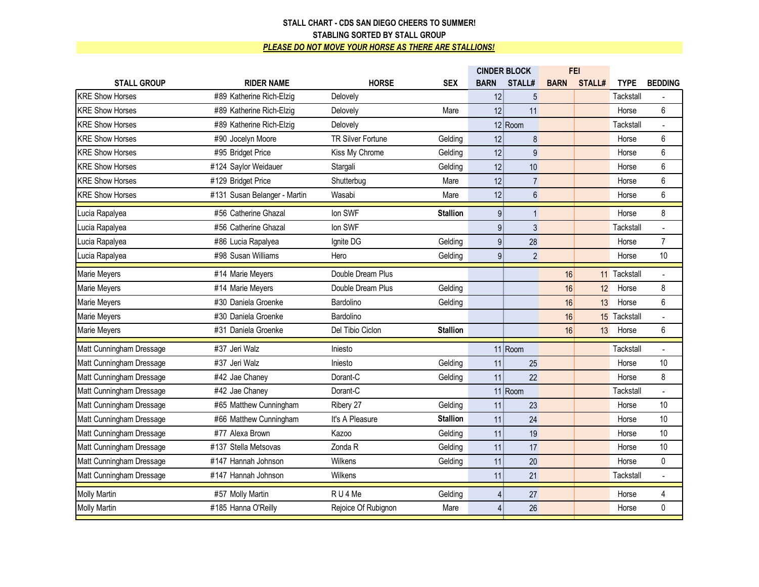**STALL CHART - CDS SAN DIEGO CHEERS TO SUMMER!**

**STABLING SORTED BY STALL GROUP**

***PLEASE DO NOT MOVE YOUR HORSE AS THERE ARE STALLIONS!***

| | | | | CINDER BLOCK | | FEI | | | |
|---|---|---|---|---|---|---|---|---|---|
| **STALL GROUP** | **RIDER NAME** | **HORSE** | **SEX** | **BARN** | **STALL#** | **BARN** | **STALL#** | **TYPE** | **BEDDING** |
| KRE Show Horses | #89 Katherine Rich-Elzig | Delovely | | 12 | 5 | | | Tackstall | - |
| KRE Show Horses | #89 Katherine Rich-Elzig | Delovely | Mare | 12 | 11 | | | Horse | 6 |
| KRE Show Horses | #89 Katherine Rich-Elzig | Delovely | | 12 | Room | | | Tackstall | - |
| KRE Show Horses | #90 Jocelyn Moore | TR Silver Fortune | Gelding | 12 | 8 | | | Horse | 6 |
| KRE Show Horses | #95 Bridget Price | Kiss My Chrome | Gelding | 12 | 9 | | | Horse | 6 |
| KRE Show Horses | #124 Saylor Weidauer | Stargali | Gelding | 12 | 10 | | | Horse | 6 |
| KRE Show Horses | #129 Bridget Price | Shutterbug | Mare | 12 | 7 | | | Horse | 6 |
| KRE Show Horses | #131 Susan Belanger - Martin | Wasabi | Mare | 12 | 6 | | | Horse | 6 |
| Lucia Rapalyea | #56 Catherine Ghazal | Ion SWF | **Stallion** | 9 | 1 | | | Horse | 8 |
| Lucia Rapalyea | #56 Catherine Ghazal | Ion SWF | | 9 | 3 | | | Tackstall | - |
| Lucia Rapalyea | #86 Lucia Rapalyea | Ignite DG | Gelding | 9 | 28 | | | Horse | 7 |
| Lucia Rapalyea | #98 Susan Williams | Hero | Gelding | 9 | 2 | | | Horse | 10 |
| Marie Meyers | #14 Marie Meyers | Double Dream Plus | | | | 16 | 11 | Tackstall | - |
| Marie Meyers | #14 Marie Meyers | Double Dream Plus | Gelding | | | 16 | 12 | Horse | 8 |
| Marie Meyers | #30 Daniela Groenke | Bardolino | Gelding | | | 16 | 13 | Horse | 6 |
| Marie Meyers | #30 Daniela Groenke | Bardolino | | | | 16 | 15 | Tackstall | - |
| Marie Meyers | #31 Daniela Groenke | Del Tibio Ciclon | **Stallion** | | | 16 | 13 | Horse | 6 |
| Matt Cunningham Dressage | #37 Jeri Walz | Iniesto | | 11 | Room | | | Tackstall | - |
| Matt Cunningham Dressage | #37 Jeri Walz | Iniesto | Gelding | 11 | 25 | | | Horse | 10 |
| Matt Cunningham Dressage | #42 Jae Chaney | Dorant-C | Gelding | 11 | 22 | | | Horse | 8 |
| Matt Cunningham Dressage | #42 Jae Chaney | Dorant-C | | 11 | Room | | | Tackstall | - |
| Matt Cunningham Dressage | #65 Matthew Cunningham | Ribery 27 | Gelding | 11 | 23 | | | Horse | 10 |
| Matt Cunningham Dressage | #66 Matthew Cunningham | It's A Pleasure | **Stallion** | 11 | 24 | | | Horse | 10 |
| Matt Cunningham Dressage | #77 Alexa Brown | Kazoo | Gelding | 11 | 19 | | | Horse | 10 |
| Matt Cunningham Dressage | #137 Stella Metsovas | Zonda R | Gelding | 11 | 17 | | | Horse | 10 |
| Matt Cunningham Dressage | #147 Hannah Johnson | Wilkens | Gelding | 11 | 20 | | | Horse | 0 |
| Matt Cunningham Dressage | #147 Hannah Johnson | Wilkens | | 11 | 21 | | | Tackstall | - |
| Molly Martin | #57 Molly Martin | R U 4 Me | Gelding | 4 | 27 | | | Horse | 4 |
| Molly Martin | #185 Hanna O'Reilly | Rejoice Of Rubignon | Mare | 4 | 26 | | | Horse | 0 |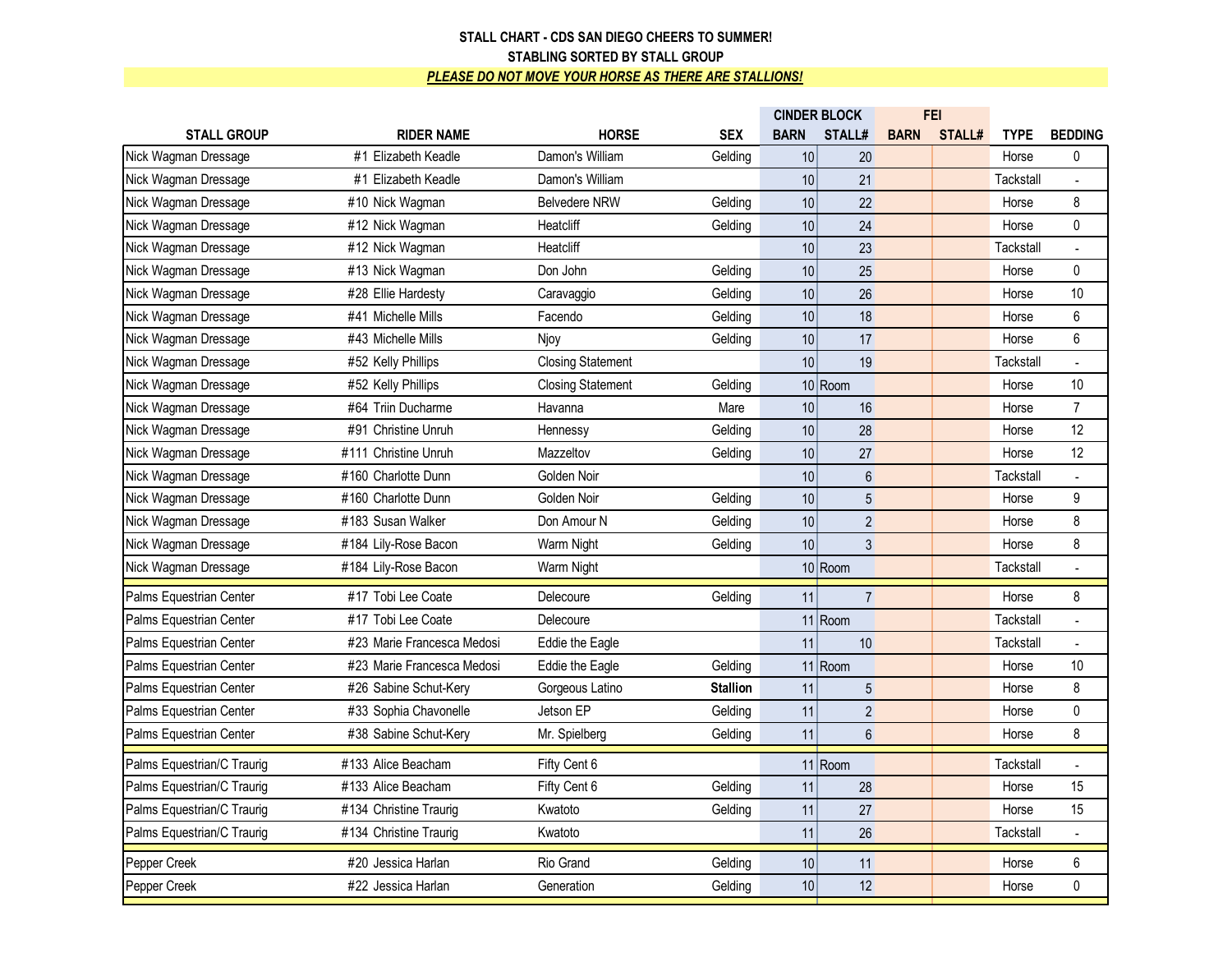**STALL CHART - CDS SAN DIEGO CHEERS TO SUMMER!**

**STABLING SORTED BY STALL GROUP**

***PLEASE DO NOT MOVE YOUR HORSE AS THERE ARE STALLIONS!***

| | | | | CINDER BLOCK | | FEI | | | |
|---|---|---|---|---|---|---|---|---|---|
| **STALL GROUP** | **RIDER NAME** | **HORSE** | **SEX** | **BARN** | **STALL#** | **BARN** | **STALL#** | **TYPE** | **BEDDING** |
| Nick Wagman Dressage | #1 Elizabeth Keadle | Damon's William | Gelding | 10 | 20 | | | Horse | 0 |
| Nick Wagman Dressage | #1 Elizabeth Keadle | Damon's William | | 10 | 21 | | | Tackstall | - |
| Nick Wagman Dressage | #10 Nick Wagman | Belvedere NRW | Gelding | 10 | 22 | | | Horse | 8 |
| Nick Wagman Dressage | #12 Nick Wagman | Heatcliff | Gelding | 10 | 24 | | | Horse | 0 |
| Nick Wagman Dressage | #12 Nick Wagman | Heatcliff | | 10 | 23 | | | Tackstall | - |
| Nick Wagman Dressage | #13 Nick Wagman | Don John | Gelding | 10 | 25 | | | Horse | 0 |
| Nick Wagman Dressage | #28 Ellie Hardesty | Caravaggio | Gelding | 10 | 26 | | | Horse | 10 |
| Nick Wagman Dressage | #41 Michelle Mills | Facendo | Gelding | 10 | 18 | | | Horse | 6 |
| Nick Wagman Dressage | #43 Michelle Mills | Njoy | Gelding | 10 | 17 | | | Horse | 6 |
| Nick Wagman Dressage | #52 Kelly Phillips | Closing Statement | | 10 | 19 | | | Tackstall | - |
| Nick Wagman Dressage | #52 Kelly Phillips | Closing Statement | Gelding | 10 | Room | | | Horse | 10 |
| Nick Wagman Dressage | #64 Triin Ducharme | Havanna | Mare | 10 | 16 | | | Horse | 7 |
| Nick Wagman Dressage | #91 Christine Unruh | Hennessy | Gelding | 10 | 28 | | | Horse | 12 |
| Nick Wagman Dressage | #111 Christine Unruh | Mazzeltov | Gelding | 10 | 27 | | | Horse | 12 |
| Nick Wagman Dressage | #160 Charlotte Dunn | Golden Noir | | 10 | 6 | | | Tackstall | - |
| Nick Wagman Dressage | #160 Charlotte Dunn | Golden Noir | Gelding | 10 | 5 | | | Horse | 9 |
| Nick Wagman Dressage | #183 Susan Walker | Don Amour N | Gelding | 10 | 2 | | | Horse | 8 |
| Nick Wagman Dressage | #184 Lily-Rose Bacon | Warm Night | Gelding | 10 | 3 | | | Horse | 8 |
| Nick Wagman Dressage | #184 Lily-Rose Bacon | Warm Night | | 10 | Room | | | Tackstall | - |
| Palms Equestrian Center | #17 Tobi Lee Coate | Delecoure | Gelding | 11 | 7 | | | Horse | 8 |
| Palms Equestrian Center | #17 Tobi Lee Coate | Delecoure | | 11 | Room | | | Tackstall | - |
| Palms Equestrian Center | #23 Marie Francesca Medosi | Eddie the Eagle | | 11 | 10 | | | Tackstall | - |
| Palms Equestrian Center | #23 Marie Francesca Medosi | Eddie the Eagle | Gelding | 11 | Room | | | Horse | 10 |
| Palms Equestrian Center | #26 Sabine Schut-Kery | Gorgeous Latino | **Stallion** | 11 | 5 | | | Horse | 8 |
| Palms Equestrian Center | #33 Sophia Chavonelle | Jetson EP | Gelding | 11 | 2 | | | Horse | 0 |
| Palms Equestrian Center | #38 Sabine Schut-Kery | Mr. Spielberg | Gelding | 11 | 6 | | | Horse | 8 |
| Palms Equestrian/C Traurig | #133 Alice Beacham | Fifty Cent 6 | | 11 | Room | | | Tackstall | - |
| Palms Equestrian/C Traurig | #133 Alice Beacham | Fifty Cent 6 | Gelding | 11 | 28 | | | Horse | 15 |
| Palms Equestrian/C Traurig | #134 Christine Traurig | Kwatoto | Gelding | 11 | 27 | | | Horse | 15 |
| Palms Equestrian/C Traurig | #134 Christine Traurig | Kwatoto | | 11 | 26 | | | Tackstall | - |
| Pepper Creek | #20 Jessica Harlan | Rio Grand | Gelding | 10 | 11 | | | Horse | 6 |
| Pepper Creek | #22 Jessica Harlan | Generation | Gelding | 10 | 12 | | | Horse | 0 |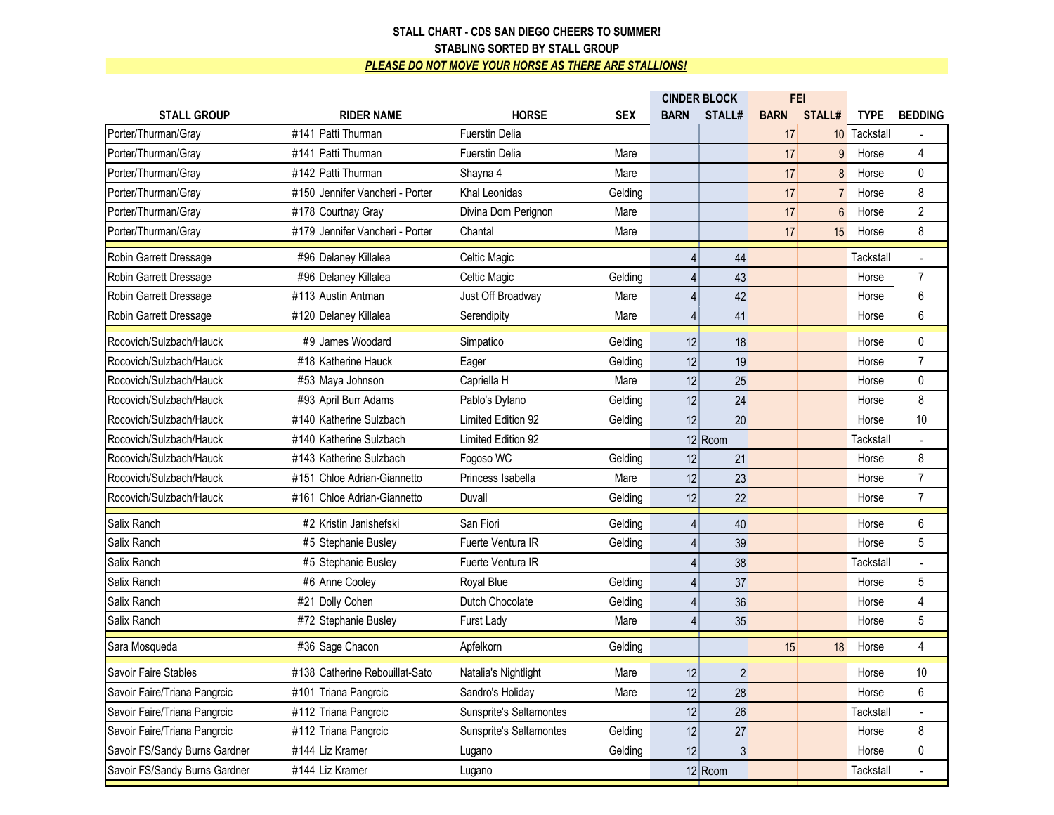**STALL CHART - CDS SAN DIEGO CHEERS TO SUMMER!**

**STABLING SORTED BY STALL GROUP**

***PLEASE DO NOT MOVE YOUR HORSE AS THERE ARE STALLIONS!***

| | | | | CINDER BLOCK | | FEI | | | |
|---|---|---|---|---|---|---|---|---|---|
| **STALL GROUP** | **RIDER NAME** | **HORSE** | **SEX** | **BARN** | **STALL#** | **BARN** | **STALL#** | **TYPE** | **BEDDING** |
| Porter/Thurman/Gray | #141 Patti Thurman | Fuerstin Delia | | | | 17 | 10 | Tackstall | - |
| Porter/Thurman/Gray | #141 Patti Thurman | Fuerstin Delia | Mare | | | 17 | 9 | Horse | 4 |
| Porter/Thurman/Gray | #142 Patti Thurman | Shayna 4 | Mare | | | 17 | 8 | Horse | 0 |
| Porter/Thurman/Gray | #150 Jennifer Vancheri - Porter | Khal Leonidas | Gelding | | | 17 | 7 | Horse | 8 |
| Porter/Thurman/Gray | #178 Courtnay Gray | Divina Dom Perignon | Mare | | | 17 | 6 | Horse | 2 |
| Porter/Thurman/Gray | #179 Jennifer Vancheri - Porter | Chantal | Mare | | | 17 | 15 | Horse | 8 |
| Robin Garrett Dressage | #96 Delaney Killalea | Celtic Magic | | 4 | 44 | | | Tackstall | - |
| Robin Garrett Dressage | #96 Delaney Killalea | Celtic Magic | Gelding | 4 | 43 | | | Horse | 7 |
| Robin Garrett Dressage | #113 Austin Antman | Just Off Broadway | Mare | 4 | 42 | | | Horse | 6 |
| Robin Garrett Dressage | #120 Delaney Killalea | Serendipity | Mare | 4 | 41 | | | Horse | 6 |
| Rocovich/Sulzbach/Hauck | #9 James Woodard | Simpatico | Gelding | 12 | 18 | | | Horse | 0 |
| Rocovich/Sulzbach/Hauck | #18 Katherine Hauck | Eager | Gelding | 12 | 19 | | | Horse | 7 |
| Rocovich/Sulzbach/Hauck | #53 Maya Johnson | Capriella H | Mare | 12 | 25 | | | Horse | 0 |
| Rocovich/Sulzbach/Hauck | #93 April Burr Adams | Pablo's Dylano | Gelding | 12 | 24 | | | Horse | 8 |
| Rocovich/Sulzbach/Hauck | #140 Katherine Sulzbach | Limited Edition 92 | Gelding | 12 | 20 | | | Horse | 10 |
| Rocovich/Sulzbach/Hauck | #140 Katherine Sulzbach | Limited Edition 92 | | 12 | Room | | | Tackstall | - |
| Rocovich/Sulzbach/Hauck | #143 Katherine Sulzbach | Fogoso WC | Gelding | 12 | 21 | | | Horse | 8 |
| Rocovich/Sulzbach/Hauck | #151 Chloe Adrian-Giannetto | Princess Isabella | Mare | 12 | 23 | | | Horse | 7 |
| Rocovich/Sulzbach/Hauck | #161 Chloe Adrian-Giannetto | Duvall | Gelding | 12 | 22 | | | Horse | 7 |
| Salix Ranch | #2 Kristin Janishefski | San Fiori | Gelding | 4 | 40 | | | Horse | 6 |
| Salix Ranch | #5 Stephanie Busley | Fuerte Ventura IR | Gelding | 4 | 39 | | | Horse | 5 |
| Salix Ranch | #5 Stephanie Busley | Fuerte Ventura IR | | 4 | 38 | | | Tackstall | - |
| Salix Ranch | #6 Anne Cooley | Royal Blue | Gelding | 4 | 37 | | | Horse | 5 |
| Salix Ranch | #21 Dolly Cohen | Dutch Chocolate | Gelding | 4 | 36 | | | Horse | 4 |
| Salix Ranch | #72 Stephanie Busley | Furst Lady | Mare | 4 | 35 | | | Horse | 5 |
| Sara Mosqueda | #36 Sage Chacon | Apfelkorn | Gelding | | | 15 | 18 | Horse | 4 |
| Savoir Faire Stables | #138 Catherine Rebouillat-Sato | Natalia's Nightlight | Mare | 12 | 2 | | | Horse | 10 |
| Savoir Faire/Triana Pangrcic | #101 Triana Pangrcic | Sandro's Holiday | Mare | 12 | 28 | | | Horse | 6 |
| Savoir Faire/Triana Pangrcic | #112 Triana Pangrcic | Sunsprite's Saltamontes | | 12 | 26 | | | Tackstall | - |
| Savoir Faire/Triana Pangrcic | #112 Triana Pangrcic | Sunsprite's Saltamontes | Gelding | 12 | 27 | | | Horse | 8 |
| Savoir FS/Sandy Burns Gardner | #144 Liz Kramer | Lugano | Gelding | 12 | 3 | | | Horse | 0 |
| Savoir FS/Sandy Burns Gardner | #144 Liz Kramer | Lugano | | 12 | Room | | | Tackstall | - |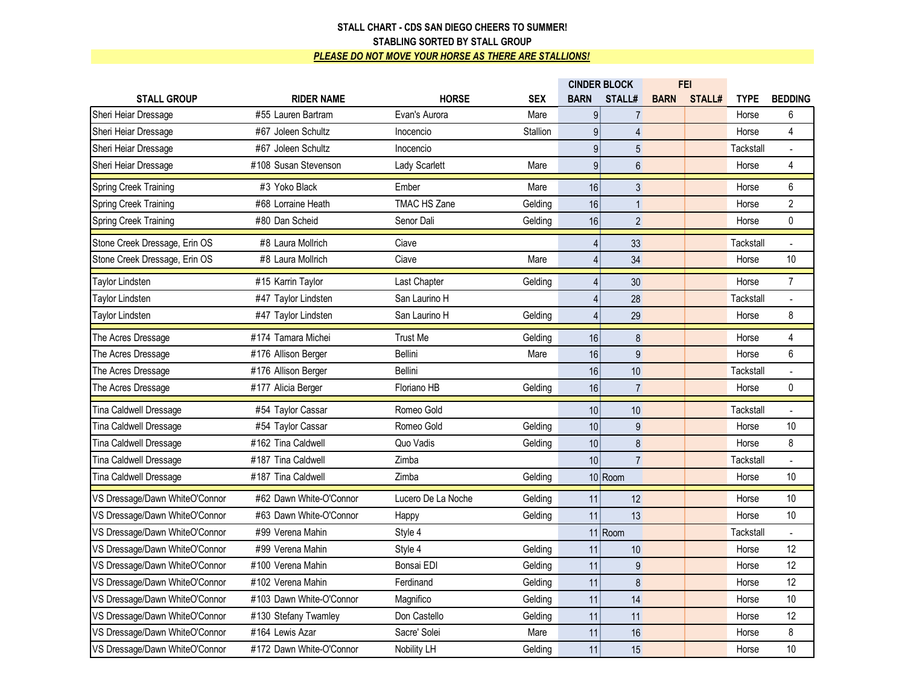**STALL CHART - CDS SAN DIEGO CHEERS TO SUMMER!**

**STABLING SORTED BY STALL GROUP**

***PLEASE DO NOT MOVE YOUR HORSE AS THERE ARE STALLIONS!***

| | | | | CINDER BLOCK | | FEI | | | |
|---|---|---|---|---|---|---|---|---|---|
| **STALL GROUP** | **RIDER NAME** | **HORSE** | **SEX** | **BARN** | **STALL#** | **BARN** | **STALL#** | **TYPE** | **BEDDING** |
| Sheri Heiar Dressage | #55 Lauren Bartram | Evan's Aurora | Mare | 9 | 7 | | | Horse | 6 |
| Sheri Heiar Dressage | #67 Joleen Schultz | Inocencio | Stallion | 9 | 4 | | | Horse | 4 |
| Sheri Heiar Dressage | #67 Joleen Schultz | Inocencio | | 9 | 5 | | | Tackstall | - |
| Sheri Heiar Dressage | #108 Susan Stevenson | Lady Scarlett | Mare | 9 | 6 | | | Horse | 4 |
| Spring Creek Training | #3 Yoko Black | Ember | Mare | 16 | 3 | | | Horse | 6 |
| Spring Creek Training | #68 Lorraine Heath | TMAC HS Zane | Gelding | 16 | 1 | | | Horse | 2 |
| Spring Creek Training | #80 Dan Scheid | Senor Dali | Gelding | 16 | 2 | | | Horse | 0 |
| Stone Creek Dressage, Erin OS | #8 Laura Mollrich | Ciave | | 4 | 33 | | | Tackstall | - |
| Stone Creek Dressage, Erin OS | #8 Laura Mollrich | Ciave | Mare | 4 | 34 | | | Horse | 10 |
| Taylor Lindsten | #15 Karrin Taylor | Last Chapter | Gelding | 4 | 30 | | | Horse | 7 |
| Taylor Lindsten | #47 Taylor Lindsten | San Laurino H | | 4 | 28 | | | Tackstall | - |
| Taylor Lindsten | #47 Taylor Lindsten | San Laurino H | Gelding | 4 | 29 | | | Horse | 8 |
| The Acres Dressage | #174 Tamara Michei | Trust Me | Gelding | 16 | 8 | | | Horse | 4 |
| The Acres Dressage | #176 Allison Berger | Bellini | Mare | 16 | 9 | | | Horse | 6 |
| The Acres Dressage | #176 Allison Berger | Bellini | | 16 | 10 | | | Tackstall | - |
| The Acres Dressage | #177 Alicia Berger | Floriano HB | Gelding | 16 | 7 | | | Horse | 0 |
| Tina Caldwell Dressage | #54 Taylor Cassar | Romeo Gold | | 10 | 10 | | | Tackstall | - |
| Tina Caldwell Dressage | #54 Taylor Cassar | Romeo Gold | Gelding | 10 | 9 | | | Horse | 10 |
| Tina Caldwell Dressage | #162 Tina Caldwell | Quo Vadis | Gelding | 10 | 8 | | | Horse | 8 |
| Tina Caldwell Dressage | #187 Tina Caldwell | Zimba | | 10 | 7 | | | Tackstall | - |
| Tina Caldwell Dressage | #187 Tina Caldwell | Zimba | Gelding | 10 | Room | | | Horse | 10 |
| VS Dressage/Dawn WhiteO'Connor | #62 Dawn White-O'Connor | Lucero De La Noche | Gelding | 11 | 12 | | | Horse | 10 |
| VS Dressage/Dawn WhiteO'Connor | #63 Dawn White-O'Connor | Happy | Gelding | 11 | 13 | | | Horse | 10 |
| VS Dressage/Dawn WhiteO'Connor | #99 Verena Mahin | Style 4 | | 11 | Room | | | Tackstall | - |
| VS Dressage/Dawn WhiteO'Connor | #99 Verena Mahin | Style 4 | Gelding | 11 | 10 | | | Horse | 12 |
| VS Dressage/Dawn WhiteO'Connor | #100 Verena Mahin | Bonsai EDI | Gelding | 11 | 9 | | | Horse | 12 |
| VS Dressage/Dawn WhiteO'Connor | #102 Verena Mahin | Ferdinand | Gelding | 11 | 8 | | | Horse | 12 |
| VS Dressage/Dawn WhiteO'Connor | #103 Dawn White-O'Connor | Magnifico | Gelding | 11 | 14 | | | Horse | 10 |
| VS Dressage/Dawn WhiteO'Connor | #130 Stefany Twamley | Don Castello | Gelding | 11 | 11 | | | Horse | 12 |
| VS Dressage/Dawn WhiteO'Connor | #164 Lewis Azar | Sacre' Solei | Mare | 11 | 16 | | | Horse | 8 |
| VS Dressage/Dawn WhiteO'Connor | #172 Dawn White-O'Connor | Nobility LH | Gelding | 11 | 15 | | | Horse | 10 |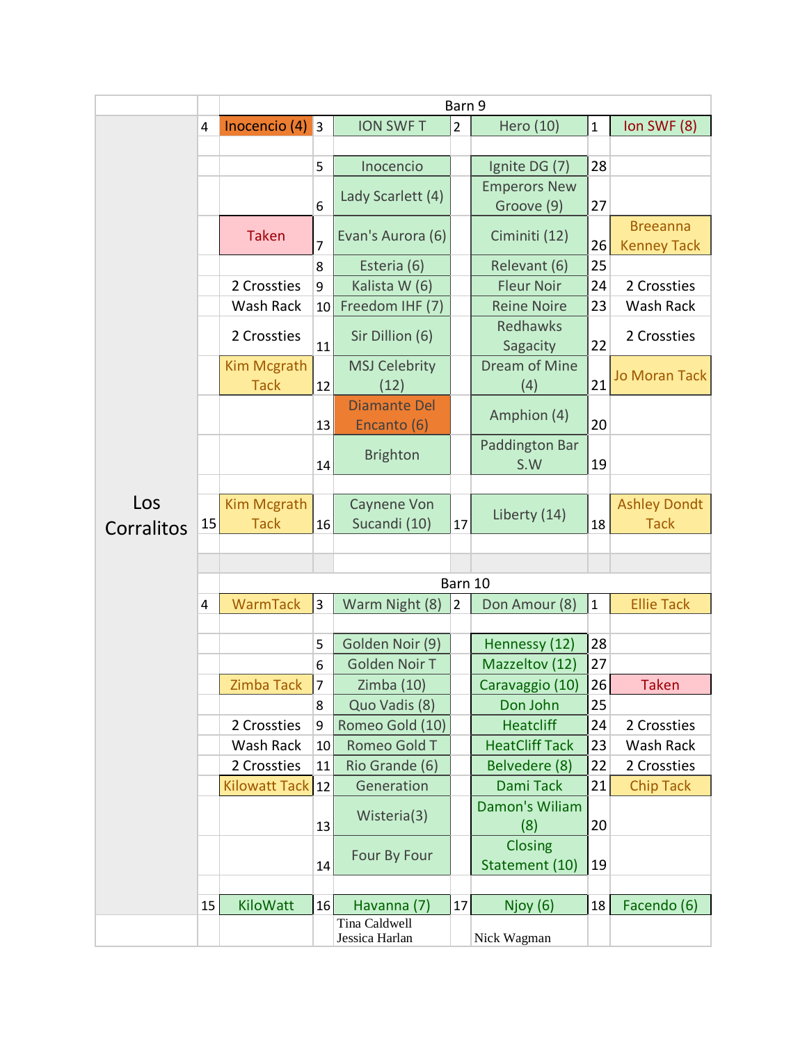| | | | | | | | | |
|---|---|---|---|---|---|---|---|---|
| | | Barn 9 | | | | | | |
| Los Corralitos | 4 | Inocencio (4) | 3 | ION SWF T | 2 | Hero (10) | 1 | Ion SWF (8) |
| | | | | | | | | |
| | | | 5 | Inocencio | | Ignite DG (7) | 28 | |
| | | | 6 | Lady Scarlett (4) | | Emperors New Groove (9) | 27 | |
| | | Taken | 7 | Evan's Aurora (6) | | Ciminiti (12) | 26 | Breeanna Kenney Tack |
| | | | 8 | Esteria (6) | | Relevant (6) | 25 | |
| | | 2 Crossties | 9 | Kalista W (6) | | Fleur Noir | 24 | 2 Crossties |
| | | Wash Rack | 10 | Freedom IHF (7) | | Reine Noire | 23 | Wash Rack |
| | | 2 Crossties | 11 | Sir Dillion (6) | | Redhawks Sagacity | 22 | 2 Crossties |
| | | Kim Mcgrath Tack | 12 | MSJ Celebrity (12) | | Dream of Mine (4) | 21 | Jo Moran Tack |
| | | | 13 | Diamante Del Encanto (6) | | Amphion (4) | 20 | |
| | | | 14 | Brighton | | Paddington Bar S.W | 19 | |
| | | | | | | | | |
| | 15 | Kim Mcgrath Tack | 16 | Caynene Von Sucandi (10) | 17 | Liberty (14) | 18 | Ashley Dondt Tack |
| | | | | | | | | |
| | | | | | | | | |
| | | Barn 10 | | | | | | |
| | 4 | WarmTack | 3 | Warm Night (8) | 2 | Don Amour (8) | 1 | Ellie Tack |
| | | | | | | | | |
| | | | 5 | Golden Noir (9) | | Hennessy (12) | 28 | |
| | | | 6 | Golden Noir T | | Mazzeltov (12) | 27 | |
| | | Zimba Tack | 7 | Zimba (10) | | Caravaggio (10) | 26 | Taken |
| | | | 8 | Quo Vadis (8) | | Don John | 25 | |
| | | 2 Crossties | 9 | Romeo Gold (10) | | Heatcliff | 24 | 2 Crossties |
| | | Wash Rack | 10 | Romeo Gold T | | HeatCliff Tack | 23 | Wash Rack |
| | | 2 Crossties | 11 | Rio Grande (6) | | Belvedere (8) | 22 | 2 Crossties |
| | | Kilowatt Tack | 12 | Generation | | Dami Tack | 21 | Chip Tack |
| | | | 13 | Wisteria(3) | | Damon's Wiliam (8) | 20 | |
| | | | 14 | Four By Four | | Closing Statement (10) | 19 | |
| | | | | | | | | |
| | 15 | KiloWatt | 16 | Havanna (7) | 17 | Njoy (6) | 18 | Facendo (6) |
| | | | | Tina Caldwell Jessica Harlan | | Nick Wagman | | |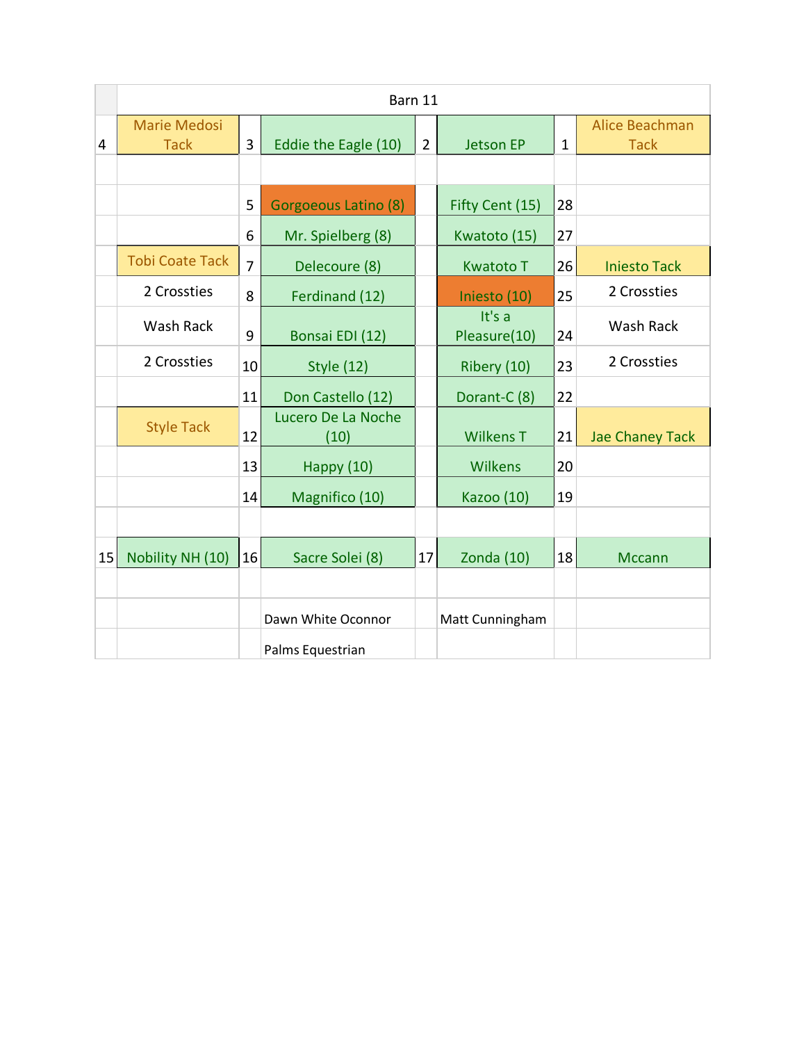| | | | | | | | |
|---|---|---|---|---|---|---|---|
| | | | Barn 11 | | | | |
| 4 | Marie Medosi Tack | 3 | Eddie the Eagle (10) | 2 | Jetson EP | 1 | Alice Beachman Tack |
| | | | | | | | |
| | | 5 | Gorgoeous Latino (8) | | Fifty Cent (15) | 28 | |
| | | 6 | Mr. Spielberg (8) | | Kwatoto (15) | 27 | |
| | Tobi Coate Tack | 7 | Delecoure (8) | | Kwatoto T | 26 | Iniesto Tack |
| | 2 Crossties | 8 | Ferdinand (12) | | Iniesto (10) | 25 | 2 Crossties |
| | Wash Rack | 9 | Bonsai EDI (12) | | It's a Pleasure(10) | 24 | Wash Rack |
| | 2 Crossties | 10 | Style (12) | | Ribery (10) | 23 | 2 Crossties |
| | | 11 | Don Castello (12) | | Dorant-C (8) | 22 | |
| | Style Tack | 12 | Lucero De La Noche (10) | | Wilkens T | 21 | Jae Chaney Tack |
| | | 13 | Happy (10) | | Wilkens | 20 | |
| | | 14 | Magnifico (10) | | Kazoo (10) | 19 | |
| | | | | | | | |
| 15 | Nobility NH (10) | 16 | Sacre Solei (8) | 17 | Zonda (10) | 18 | Mccann |
| | | | | | | | |
| | | | Dawn White Oconnor | | Matt Cunningham | | |
| | | | Palms Equestrian | | | | |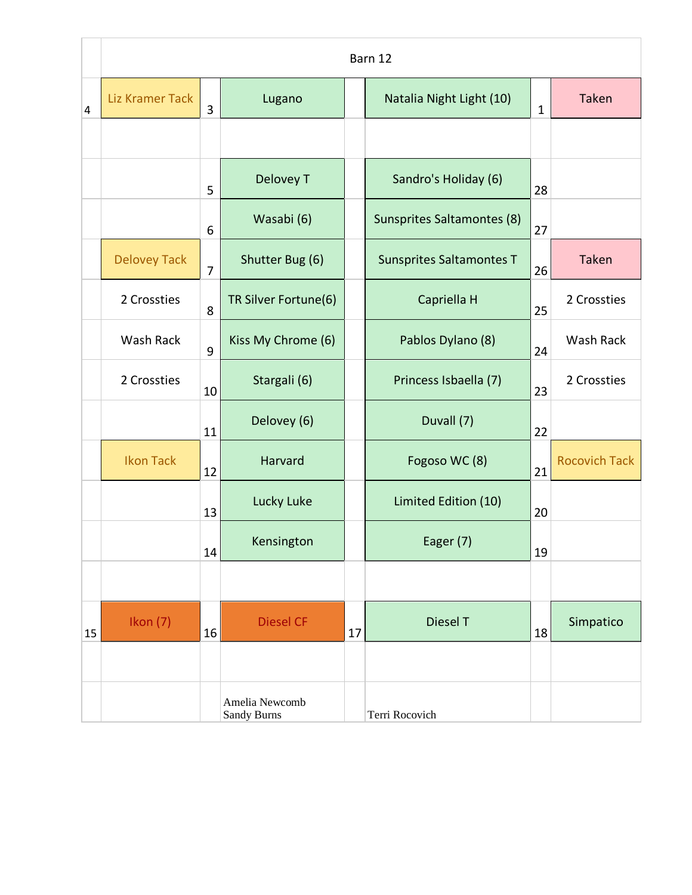| | | | | | | | |
|---|---|---|---|---|---|---|---|
| | Barn 12 | | | | | | |
| 4 | Liz Kramer Tack | 3 | Lugano | | Natalia Night Light (10) | 1 | Taken |
| | | | | | | | |
| | | 5 | Delovey T | | Sandro's Holiday (6) | 28 | |
| | | 6 | Wasabi (6) | | Sunsprites Saltamontes (8) | 27 | |
| | Delovey Tack | 7 | Shutter Bug (6) | | Sunsprites Saltamontes T | 26 | Taken |
| | 2 Crossties | 8 | TR Silver Fortune(6) | | Capriella H | 25 | 2 Crossties |
| | Wash Rack | 9 | Kiss My Chrome (6) | | Pablos Dylano (8) | 24 | Wash Rack |
| | 2 Crossties | 10 | Stargali (6) | | Princess Isbaella (7) | 23 | 2 Crossties |
| | | 11 | Delovey (6) | | Duvall (7) | 22 | |
| | Ikon Tack | 12 | Harvard | | Fogoso WC (8) | 21 | Rocovich Tack |
| | | 13 | Lucky Luke | | Limited Edition (10) | 20 | |
| | | 14 | Kensington | | Eager (7) | 19 | |
| | | | | | | | |
| 15 | Ikon (7) | 16 | Diesel CF | 17 | Diesel T | 18 | Simpatico |
| | | | | | | | |
| | | | Amelia Newcomb<br>Sandy Burns | | Terri Rocovich | | |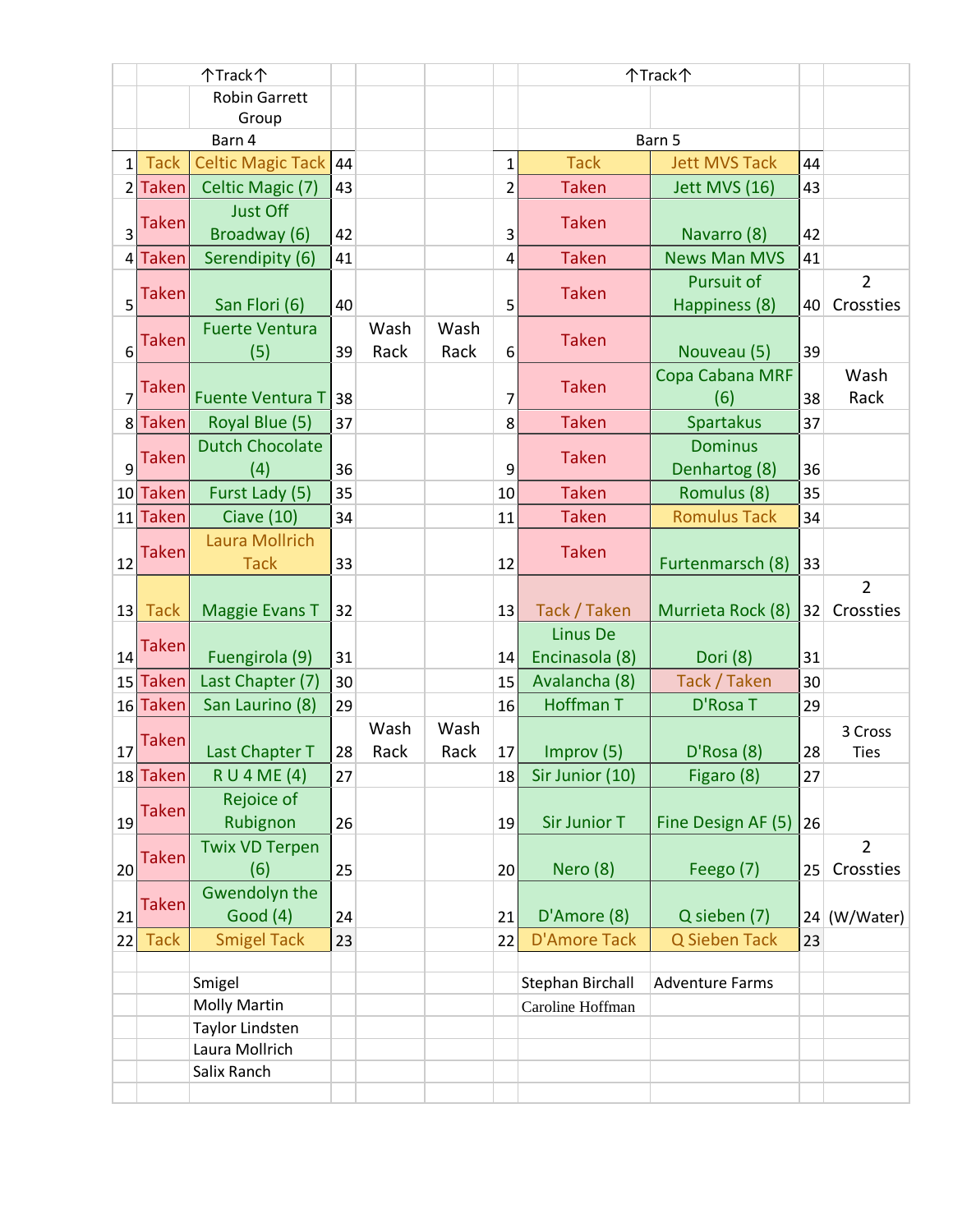| | | | | | | | | | | | |
|---|---|---|---|---|---|---|---|---|---|---|---|
| | ↑Track↑ | | | | | | ↑Track↑ | | | | |
| | | Robin Garrett Group | | | | | | | | | |
| | Barn 4 | | | | | | Barn 5 | | | | |
| 1 | Tack | Celtic Magic Tack | 44 | | | 1 | Tack | Jett MVS Tack | 44 | | |
| 2 | Taken | Celtic Magic (7) | 43 | | | 2 | Taken | Jett MVS (16) | 43 | | |
| 3 | Taken | Just Off Broadway (6) | 42 | | | 3 | Taken | Navarro (8) | 42 | | |
| 4 | Taken | Serendipity (6) | 41 | | | 4 | Taken | News Man MVS | 41 | | |
| 5 | Taken | San Flori (6) | 40 | | | 5 | Taken | Pursuit of Happiness (8) | 40 | 2 Crossties | |
| 6 | Taken | Fuerte Ventura (5) | 39 | Wash Rack | Wash Rack | 6 | Taken | Nouveau (5) | 39 | | |
| 7 | Taken | Fuente Ventura T | 38 | | | 7 | Taken | Copa Cabana MRF (6) | 38 | Wash Rack | |
| 8 | Taken | Royal Blue (5) | 37 | | | 8 | Taken | Spartakus | 37 | | |
| 9 | Taken | Dutch Chocolate (4) | 36 | | | 9 | Taken | Dominus Denhartog (8) | 36 | | |
| 10 | Taken | Furst Lady (5) | 35 | | | 10 | Taken | Romulus (8) | 35 | | |
| 11 | Taken | Ciave (10) | 34 | | | 11 | Taken | Romulus Tack | 34 | | |
| 12 | Taken | Laura Mollrich Tack | 33 | | | 12 | Taken | Furtenmarsch (8) | 33 | | |
| 13 | Tack | Maggie Evans T | 32 | | | 13 | Tack / Taken | Murrieta Rock (8) | 32 | 2 Crossties | |
| 14 | Taken | Fuengirola (9) | 31 | | | 14 | Linus De Encinasola (8) | Dori (8) | 31 | | |
| 15 | Taken | Last Chapter (7) | 30 | | | 15 | Avalancha (8) | Tack / Taken | 30 | | |
| 16 | Taken | San Laurino (8) | 29 | | | 16 | Hoffman T | D'Rosa T | 29 | | |
| 17 | Taken | Last Chapter T | 28 | Wash Rack | Wash Rack | 17 | Improv (5) | D'Rosa (8) | 28 | 3 Cross Ties | |
| 18 | Taken | R U 4 ME (4) | 27 | | | 18 | Sir Junior (10) | Figaro (8) | 27 | | |
| 19 | Taken | Rejoice of Rubignon | 26 | | | 19 | Sir Junior T | Fine Design AF (5) | 26 | | |
| 20 | Taken | Twix VD Terpen (6) | 25 | | | 20 | Nero (8) | Feego (7) | 25 | 2 Crossties | |
| 21 | Taken | Gwendolyn the Good (4) | 24 | | | 21 | D'Amore (8) | Q sieben (7) | 24 | (W/Water) | |
| 22 | Tack | Smigel Tack | 23 | | | 22 | D'Amore Tack | Q Sieben Tack | 23 | | |
| | | | | | | | | | | | |
| | | Smigel | | | | | Stephan Birchall | Adventure Farms | | | |
| | | Molly Martin | | | | | Caroline Hoffman | | | | |
| | | Taylor Lindsten | | | | | | | | | |
| | | Laura Mollrich | | | | | | | | | |
| | | Salix Ranch | | | | | | | | | |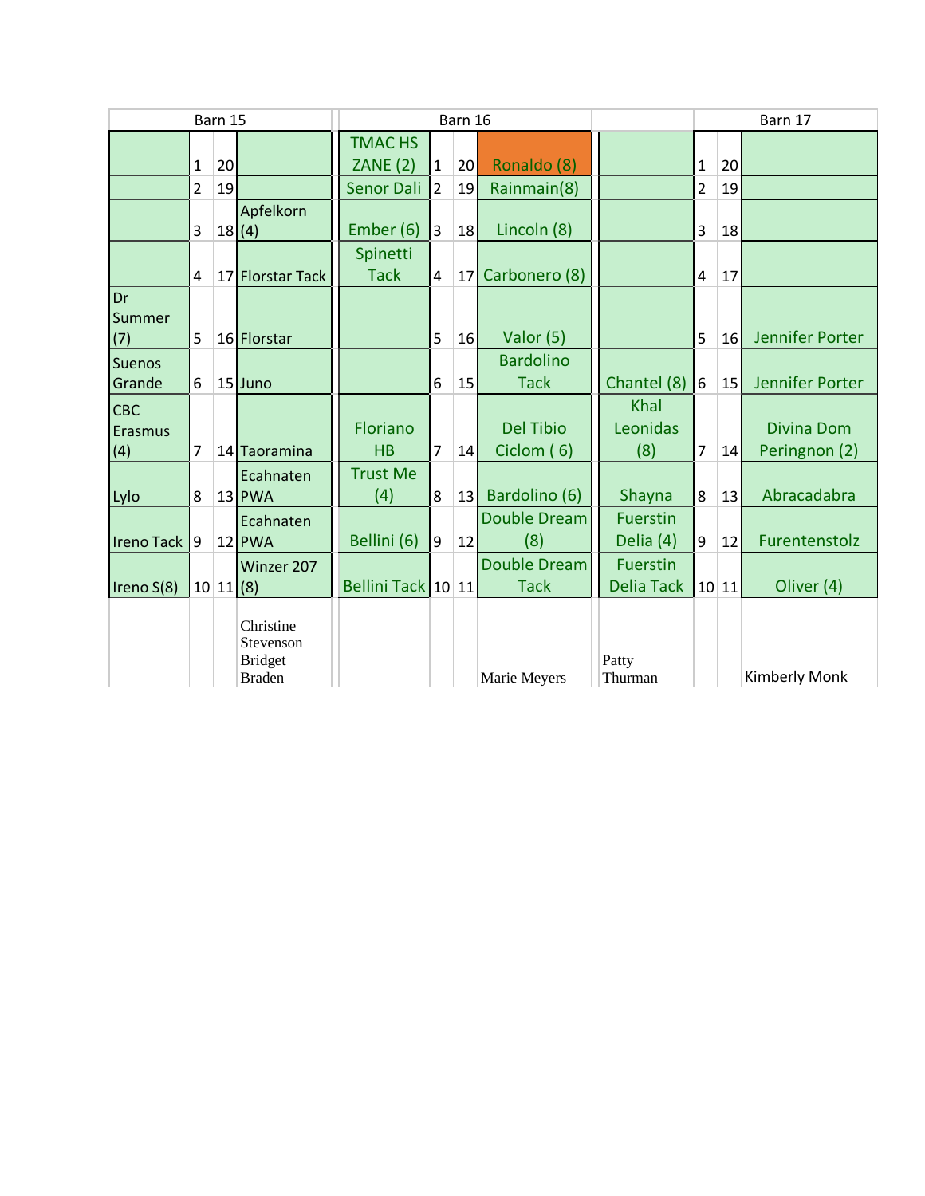| Barn 15 | | | | Barn 16 | | | | | Barn 17 | | |
|---|---|---|---|---|---|---|---|---|---|---|---|
| | 1 | 20 | | TMAC HS ZANE (2) | 1 | 20 | Ronaldo (8) | | 1 | 20 | |
| | 2 | 19 | | Senor Dali | 2 | 19 | Rainmain(8) | | 2 | 19 | |
| | 3 | 18 | Apfelkorn (4) | Ember (6) | 3 | 18 | Lincoln (8) | | 3 | 18 | |
| | 4 | 17 | Florstar Tack | Spinetti Tack | 4 | 17 | Carbonero (8) | | 4 | 17 | |
| Dr Summer (7) | 5 | 16 | Florstar | | 5 | 16 | Valor (5) | | 5 | 16 | Jennifer Porter |
| Suenos Grande | 6 | 15 | Juno | | 6 | 15 | Bardolino Tack | Chantel (8) | 6 | 15 | Jennifer Porter |
| CBC Erasmus (4) | 7 | 14 | Taoramina | Floriano HB | 7 | 14 | Del Tibio Ciclom ( 6) | Khal Leonidas (8) | 7 | 14 | Divina Dom Peringnon (2) |
| Lylo | 8 | 13 | Ecahnaten PWA | Trust Me (4) | 8 | 13 | Bardolino (6) | Shayna | 8 | 13 | Abracadabra |
| Ireno Tack | 9 | 12 | Ecahnaten PWA | Bellini (6) | 9 | 12 | Double Dream (8) | Fuerstin Delia (4) | 9 | 12 | Furentenstolz |
| Ireno S(8) | 10 | 11 | Winzer 207 (8) | Bellini Tack | 10 | 11 | Double Dream Tack | Fuerstin Delia Tack | 10 | 11 | Oliver (4) |
| | | | | | | | | | | | |
| | | | Christine Stevenson Bridget Braden | | | | Marie Meyers | Patty Thurman | | | Kimberly Monk |